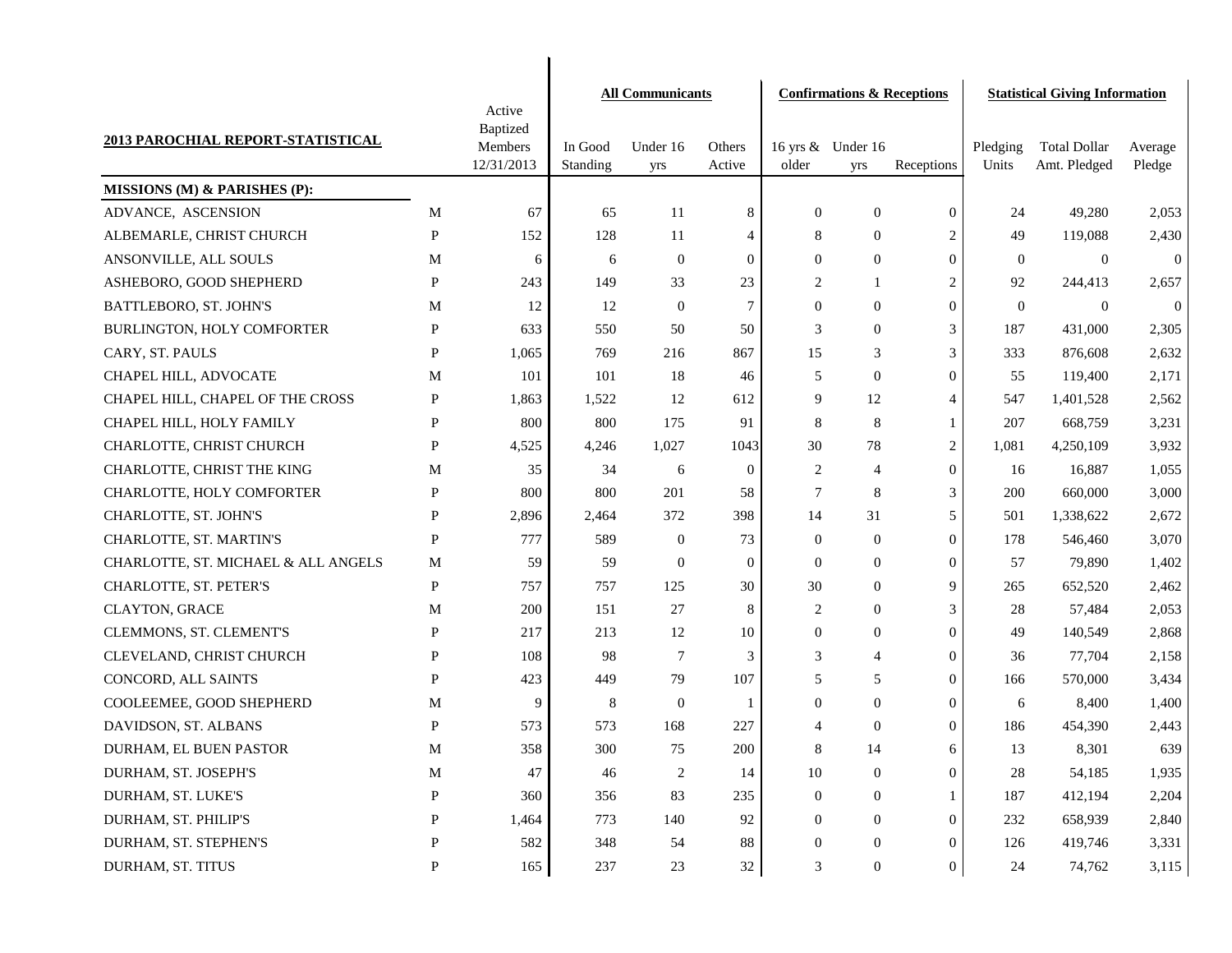| 2013 PAROCHIAL REPORT-STATISTICAL | | Active Baptized Members 12/31/2013 | All Communicants | | | Confirmations & Receptions | | | Statistical Giving Information | | |
|---|---|---|---|---|---|---|---|---|---|---|---|
| | | | In Good Standing | Under 16 yrs | Others Active | 16 yrs & older | Under 16 yrs | Receptions | Pledging Units | Total Dollar Amt. Pledged | Average Pledge |
| **MISSIONS (M) & PARISHES (P):** | | | | | | | | | | | |
| ADVANCE, ASCENSION | M | 67 | 65 | 11 | 8 | 0 | 0 | 0 | 24 | 49,280 | 2,053 |
| ALBEMARLE, CHRIST CHURCH | P | 152 | 128 | 11 | 4 | 8 | 0 | 2 | 49 | 119,088 | 2,430 |
| ANSONVILLE, ALL SOULS | M | 6 | 6 | 0 | 0 | 0 | 0 | 0 | 0 | 0 | 0 |
| ASHEBORO, GOOD SHEPHERD | P | 243 | 149 | 33 | 23 | 2 | 1 | 2 | 92 | 244,413 | 2,657 |
| BATTLEBORO, ST. JOHN'S | M | 12 | 12 | 0 | 7 | 0 | 0 | 0 | 0 | 0 | 0 |
| BURLINGTON, HOLY COMFORTER | P | 633 | 550 | 50 | 50 | 3 | 0 | 3 | 187 | 431,000 | 2,305 |
| CARY, ST. PAULS | P | 1,065 | 769 | 216 | 867 | 15 | 3 | 3 | 333 | 876,608 | 2,632 |
| CHAPEL HILL, ADVOCATE | M | 101 | 101 | 18 | 46 | 5 | 0 | 0 | 55 | 119,400 | 2,171 |
| CHAPEL HILL, CHAPEL OF THE CROSS | P | 1,863 | 1,522 | 12 | 612 | 9 | 12 | 4 | 547 | 1,401,528 | 2,562 |
| CHAPEL HILL, HOLY FAMILY | P | 800 | 800 | 175 | 91 | 8 | 8 | 1 | 207 | 668,759 | 3,231 |
| CHARLOTTE, CHRIST CHURCH | P | 4,525 | 4,246 | 1,027 | 1043 | 30 | 78 | 2 | 1,081 | 4,250,109 | 3,932 |
| CHARLOTTE, CHRIST THE KING | M | 35 | 34 | 6 | 0 | 2 | 4 | 0 | 16 | 16,887 | 1,055 |
| CHARLOTTE, HOLY COMFORTER | P | 800 | 800 | 201 | 58 | 7 | 8 | 3 | 200 | 660,000 | 3,000 |
| CHARLOTTE, ST. JOHN'S | P | 2,896 | 2,464 | 372 | 398 | 14 | 31 | 5 | 501 | 1,338,622 | 2,672 |
| CHARLOTTE, ST. MARTIN'S | P | 777 | 589 | 0 | 73 | 0 | 0 | 0 | 178 | 546,460 | 3,070 |
| CHARLOTTE, ST. MICHAEL & ALL ANGELS | M | 59 | 59 | 0 | 0 | 0 | 0 | 0 | 57 | 79,890 | 1,402 |
| CHARLOTTE, ST. PETER'S | P | 757 | 757 | 125 | 30 | 30 | 0 | 9 | 265 | 652,520 | 2,462 |
| CLAYTON, GRACE | M | 200 | 151 | 27 | 8 | 2 | 0 | 3 | 28 | 57,484 | 2,053 |
| CLEMMONS, ST. CLEMENT'S | P | 217 | 213 | 12 | 10 | 0 | 0 | 0 | 49 | 140,549 | 2,868 |
| CLEVELAND, CHRIST CHURCH | P | 108 | 98 | 7 | 3 | 3 | 4 | 0 | 36 | 77,704 | 2,158 |
| CONCORD, ALL SAINTS | P | 423 | 449 | 79 | 107 | 5 | 5 | 0 | 166 | 570,000 | 3,434 |
| COOLEEMEE, GOOD SHEPHERD | M | 9 | 8 | 0 | 1 | 0 | 0 | 0 | 6 | 8,400 | 1,400 |
| DAVIDSON, ST. ALBANS | P | 573 | 573 | 168 | 227 | 4 | 0 | 0 | 186 | 454,390 | 2,443 |
| DURHAM, EL BUEN PASTOR | M | 358 | 300 | 75 | 200 | 8 | 14 | 6 | 13 | 8,301 | 639 |
| DURHAM, ST. JOSEPH'S | M | 47 | 46 | 2 | 14 | 10 | 0 | 0 | 28 | 54,185 | 1,935 |
| DURHAM, ST. LUKE'S | P | 360 | 356 | 83 | 235 | 0 | 0 | 1 | 187 | 412,194 | 2,204 |
| DURHAM, ST. PHILIP'S | P | 1,464 | 773 | 140 | 92 | 0 | 0 | 0 | 232 | 658,939 | 2,840 |
| DURHAM, ST. STEPHEN'S | P | 582 | 348 | 54 | 88 | 0 | 0 | 0 | 126 | 419,746 | 3,331 |
| DURHAM, ST. TITUS | P | 165 | 237 | 23 | 32 | 3 | 0 | 0 | 24 | 74,762 | 3,115 |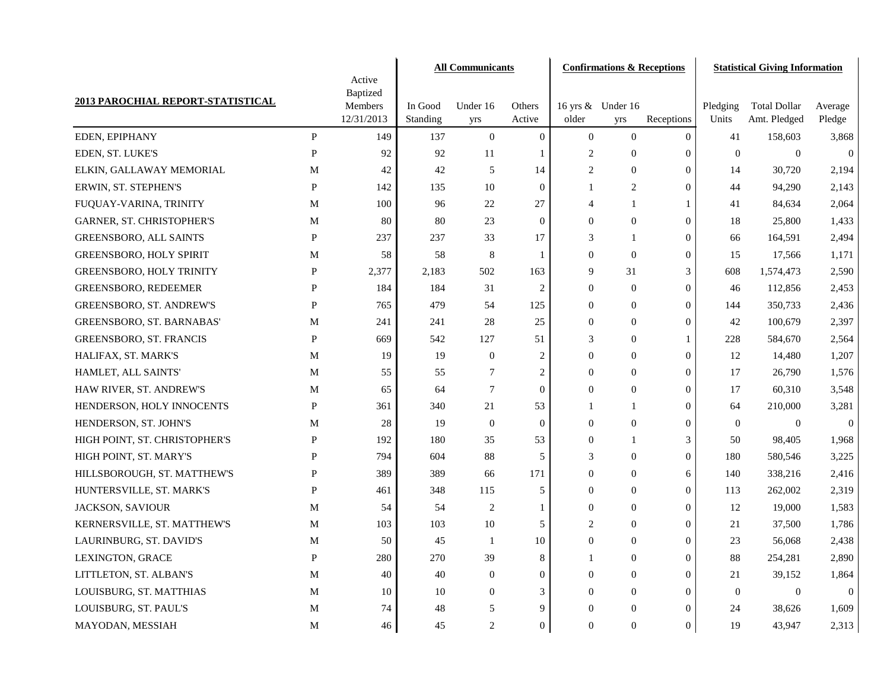| 2013 PAROCHIAL REPORT-STATISTICAL | | Active Baptized Members 12/31/2013 | All Communicants | | | Confirmations & Receptions | | | Statistical Giving Information | | |
|---|---|---|---|---|---|---|---|---|---|---|---|
| | | | In Good Standing | Under 16 yrs | Others Active | 16 yrs & older | Under 16 yrs | Receptions | Pledging Units | Total Dollar Amt. Pledged | Average Pledge |
| EDEN, EPIPHANY | P | 149 | 137 | 0 | 0 | 0 | 0 | 0 | 41 | 158,603 | 3,868 |
| EDEN, ST. LUKE'S | P | 92 | 92 | 11 | 1 | 2 | 0 | 0 | 0 | 0 | 0 |
| ELKIN, GALLAWAY MEMORIAL | M | 42 | 42 | 5 | 14 | 2 | 0 | 0 | 14 | 30,720 | 2,194 |
| ERWIN, ST. STEPHEN'S | P | 142 | 135 | 10 | 0 | 1 | 2 | 0 | 44 | 94,290 | 2,143 |
| FUQUAY-VARINA, TRINITY | M | 100 | 96 | 22 | 27 | 4 | 1 | 1 | 41 | 84,634 | 2,064 |
| GARNER, ST. CHRISTOPHER'S | M | 80 | 80 | 23 | 0 | 0 | 0 | 0 | 18 | 25,800 | 1,433 |
| GREENSBORO, ALL SAINTS | P | 237 | 237 | 33 | 17 | 3 | 1 | 0 | 66 | 164,591 | 2,494 |
| GREENSBORO, HOLY SPIRIT | M | 58 | 58 | 8 | 1 | 0 | 0 | 0 | 15 | 17,566 | 1,171 |
| GREENSBORO, HOLY TRINITY | P | 2,377 | 2,183 | 502 | 163 | 9 | 31 | 3 | 608 | 1,574,473 | 2,590 |
| GREENSBORO, REDEEMER | P | 184 | 184 | 31 | 2 | 0 | 0 | 0 | 46 | 112,856 | 2,453 |
| GREENSBORO, ST. ANDREW'S | P | 765 | 479 | 54 | 125 | 0 | 0 | 0 | 144 | 350,733 | 2,436 |
| GREENSBORO, ST. BARNABAS' | M | 241 | 241 | 28 | 25 | 0 | 0 | 0 | 42 | 100,679 | 2,397 |
| GREENSBORO, ST. FRANCIS | P | 669 | 542 | 127 | 51 | 3 | 0 | 1 | 228 | 584,670 | 2,564 |
| HALIFAX, ST. MARK'S | M | 19 | 19 | 0 | 2 | 0 | 0 | 0 | 12 | 14,480 | 1,207 |
| HAMLET, ALL SAINTS' | M | 55 | 55 | 7 | 2 | 0 | 0 | 0 | 17 | 26,790 | 1,576 |
| HAW RIVER, ST. ANDREW'S | M | 65 | 64 | 7 | 0 | 0 | 0 | 0 | 17 | 60,310 | 3,548 |
| HENDERSON, HOLY INNOCENTS | P | 361 | 340 | 21 | 53 | 1 | 1 | 0 | 64 | 210,000 | 3,281 |
| HENDERSON, ST. JOHN'S | M | 28 | 19 | 0 | 0 | 0 | 0 | 0 | 0 | 0 | 0 |
| HIGH POINT, ST. CHRISTOPHER'S | P | 192 | 180 | 35 | 53 | 0 | 1 | 3 | 50 | 98,405 | 1,968 |
| HIGH POINT, ST. MARY'S | P | 794 | 604 | 88 | 5 | 3 | 0 | 0 | 180 | 580,546 | 3,225 |
| HILLSBOROUGH, ST. MATTHEW'S | P | 389 | 389 | 66 | 171 | 0 | 0 | 6 | 140 | 338,216 | 2,416 |
| HUNTERSVILLE, ST. MARK'S | P | 461 | 348 | 115 | 5 | 0 | 0 | 0 | 113 | 262,002 | 2,319 |
| JACKSON, SAVIOUR | M | 54 | 54 | 2 | 1 | 0 | 0 | 0 | 12 | 19,000 | 1,583 |
| KERNERSVILLE, ST. MATTHEW'S | M | 103 | 103 | 10 | 5 | 2 | 0 | 0 | 21 | 37,500 | 1,786 |
| LAURINBURG, ST. DAVID'S | M | 50 | 45 | 1 | 10 | 0 | 0 | 0 | 23 | 56,068 | 2,438 |
| LEXINGTON, GRACE | P | 280 | 270 | 39 | 8 | 1 | 0 | 0 | 88 | 254,281 | 2,890 |
| LITTLETON, ST. ALBAN'S | M | 40 | 40 | 0 | 0 | 0 | 0 | 0 | 21 | 39,152 | 1,864 |
| LOUISBURG, ST. MATTHIAS | M | 10 | 10 | 0 | 3 | 0 | 0 | 0 | 0 | 0 | 0 |
| LOUISBURG, ST. PAUL'S | M | 74 | 48 | 5 | 9 | 0 | 0 | 0 | 24 | 38,626 | 1,609 |
| MAYODAN, MESSIAH | M | 46 | 45 | 2 | 0 | 0 | 0 | 0 | 19 | 43,947 | 2,313 |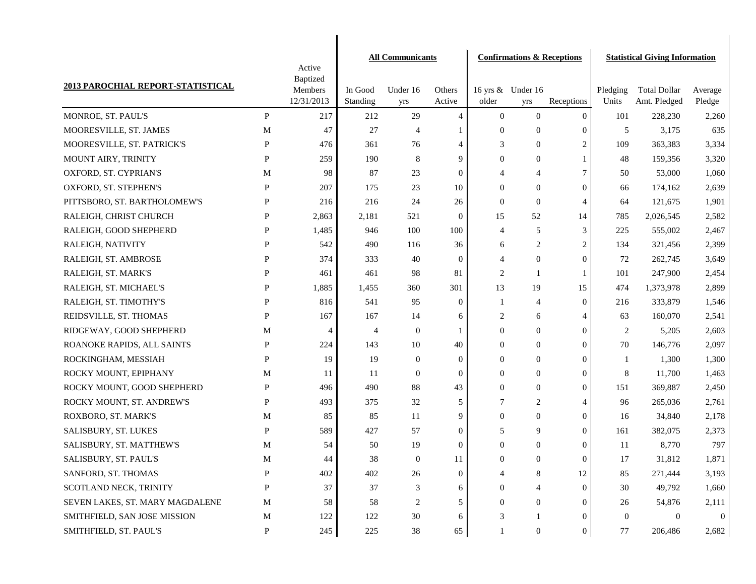| 2013 PAROCHIAL REPORT-STATISTICAL | | Active Baptized Members 12/31/2013 | All Communicants | | | Confirmations & Receptions | | | Statistical Giving Information | | |
|---|---|---|---|---|---|---|---|---|---|---|---|
| | | | In Good Standing | Under 16 yrs | Others Active | 16 yrs & older | Under 16 yrs | Receptions | Pledging Units | Total Dollar Amt. Pledged | Average Pledge |
| MONROE, ST. PAUL'S | P | 217 | 212 | 29 | 4 | 0 | 0 | 0 | 101 | 228,230 | 2,260 |
| MOORESVILLE, ST. JAMES | M | 47 | 27 | 4 | 1 | 0 | 0 | 0 | 5 | 3,175 | 635 |
| MOORESVILLE, ST. PATRICK'S | P | 476 | 361 | 76 | 4 | 3 | 0 | 2 | 109 | 363,383 | 3,334 |
| MOUNT AIRY, TRINITY | P | 259 | 190 | 8 | 9 | 0 | 0 | 1 | 48 | 159,356 | 3,320 |
| OXFORD, ST. CYPRIAN'S | M | 98 | 87 | 23 | 0 | 4 | 4 | 7 | 50 | 53,000 | 1,060 |
| OXFORD, ST. STEPHEN'S | P | 207 | 175 | 23 | 10 | 0 | 0 | 0 | 66 | 174,162 | 2,639 |
| PITTSBORO, ST. BARTHOLOMEW'S | P | 216 | 216 | 24 | 26 | 0 | 0 | 4 | 64 | 121,675 | 1,901 |
| RALEIGH, CHRIST CHURCH | P | 2,863 | 2,181 | 521 | 0 | 15 | 52 | 14 | 785 | 2,026,545 | 2,582 |
| RALEIGH, GOOD SHEPHERD | P | 1,485 | 946 | 100 | 100 | 4 | 5 | 3 | 225 | 555,002 | 2,467 |
| RALEIGH, NATIVITY | P | 542 | 490 | 116 | 36 | 6 | 2 | 2 | 134 | 321,456 | 2,399 |
| RALEIGH, ST. AMBROSE | P | 374 | 333 | 40 | 0 | 4 | 0 | 0 | 72 | 262,745 | 3,649 |
| RALEIGH, ST. MARK'S | P | 461 | 461 | 98 | 81 | 2 | 1 | 1 | 101 | 247,900 | 2,454 |
| RALEIGH, ST. MICHAEL'S | P | 1,885 | 1,455 | 360 | 301 | 13 | 19 | 15 | 474 | 1,373,978 | 2,899 |
| RALEIGH, ST. TIMOTHY'S | P | 816 | 541 | 95 | 0 | 1 | 4 | 0 | 216 | 333,879 | 1,546 |
| REIDSVILLE, ST. THOMAS | P | 167 | 167 | 14 | 6 | 2 | 6 | 4 | 63 | 160,070 | 2,541 |
| RIDGEWAY, GOOD SHEPHERD | M | 4 | 4 | 0 | 1 | 0 | 0 | 0 | 2 | 5,205 | 2,603 |
| ROANOKE RAPIDS, ALL SAINTS | P | 224 | 143 | 10 | 40 | 0 | 0 | 0 | 70 | 146,776 | 2,097 |
| ROCKINGHAM, MESSIAH | P | 19 | 19 | 0 | 0 | 0 | 0 | 0 | 1 | 1,300 | 1,300 |
| ROCKY MOUNT, EPIPHANY | M | 11 | 11 | 0 | 0 | 0 | 0 | 0 | 8 | 11,700 | 1,463 |
| ROCKY MOUNT, GOOD SHEPHERD | P | 496 | 490 | 88 | 43 | 0 | 0 | 0 | 151 | 369,887 | 2,450 |
| ROCKY MOUNT, ST. ANDREW'S | P | 493 | 375 | 32 | 5 | 7 | 2 | 4 | 96 | 265,036 | 2,761 |
| ROXBORO, ST. MARK'S | M | 85 | 85 | 11 | 9 | 0 | 0 | 0 | 16 | 34,840 | 2,178 |
| SALISBURY, ST. LUKES | P | 589 | 427 | 57 | 0 | 5 | 9 | 0 | 161 | 382,075 | 2,373 |
| SALISBURY, ST. MATTHEW'S | M | 54 | 50 | 19 | 0 | 0 | 0 | 0 | 11 | 8,770 | 797 |
| SALISBURY, ST. PAUL'S | M | 44 | 38 | 0 | 11 | 0 | 0 | 0 | 17 | 31,812 | 1,871 |
| SANFORD, ST. THOMAS | P | 402 | 402 | 26 | 0 | 4 | 8 | 12 | 85 | 271,444 | 3,193 |
| SCOTLAND NECK, TRINITY | P | 37 | 37 | 3 | 6 | 0 | 4 | 0 | 30 | 49,792 | 1,660 |
| SEVEN LAKES, ST. MARY MAGDALENE | M | 58 | 58 | 2 | 5 | 0 | 0 | 0 | 26 | 54,876 | 2,111 |
| SMITHFIELD, SAN JOSE MISSION | M | 122 | 122 | 30 | 6 | 3 | 1 | 0 | 0 | 0 | 0 |
| SMITHFIELD, ST. PAUL'S | P | 245 | 225 | 38 | 65 | 1 | 0 | 0 | 77 | 206,486 | 2,682 |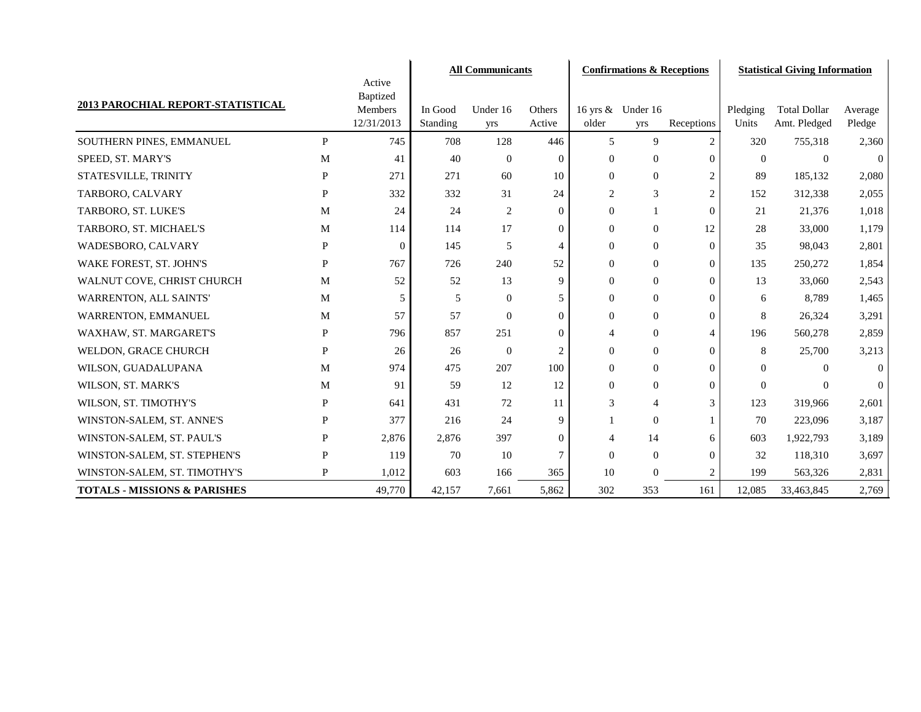| 2013 PAROCHIAL REPORT-STATISTICAL | | Active Baptized Members 12/31/2013 | All Communicants | | | Confirmations & Receptions | | | Statistical Giving Information | | |
|---|---|---|---|---|---|---|---|---|---|---|---|
| | | | In Good Standing | Under 16 yrs | Others Active | 16 yrs & older | Under 16 yrs | Receptions | Pledging Units | Total Dollar Amt. Pledged | Average Pledge |
| SOUTHERN PINES, EMMANUEL | P | 745 | 708 | 128 | 446 | 5 | 9 | 2 | 320 | 755,318 | 2,360 |
| SPEED, ST. MARY'S | M | 41 | 40 | 0 | 0 | 0 | 0 | 0 | 0 | 0 | 0 |
| STATESVILLE, TRINITY | P | 271 | 271 | 60 | 10 | 0 | 0 | 2 | 89 | 185,132 | 2,080 |
| TARBORO, CALVARY | P | 332 | 332 | 31 | 24 | 2 | 3 | 2 | 152 | 312,338 | 2,055 |
| TARBORO, ST. LUKE'S | M | 24 | 24 | 2 | 0 | 0 | 1 | 0 | 21 | 21,376 | 1,018 |
| TARBORO, ST. MICHAEL'S | M | 114 | 114 | 17 | 0 | 0 | 0 | 12 | 28 | 33,000 | 1,179 |
| WADESBORO, CALVARY | P | 0 | 145 | 5 | 4 | 0 | 0 | 0 | 35 | 98,043 | 2,801 |
| WAKE FOREST, ST. JOHN'S | P | 767 | 726 | 240 | 52 | 0 | 0 | 0 | 135 | 250,272 | 1,854 |
| WALNUT COVE, CHRIST CHURCH | M | 52 | 52 | 13 | 9 | 0 | 0 | 0 | 13 | 33,060 | 2,543 |
| WARRENTON, ALL SAINTS' | M | 5 | 5 | 0 | 5 | 0 | 0 | 0 | 6 | 8,789 | 1,465 |
| WARRENTON, EMMANUEL | M | 57 | 57 | 0 | 0 | 0 | 0 | 0 | 8 | 26,324 | 3,291 |
| WAXHAW, ST. MARGARET'S | P | 796 | 857 | 251 | 0 | 4 | 0 | 4 | 196 | 560,278 | 2,859 |
| WELDON, GRACE CHURCH | P | 26 | 26 | 0 | 2 | 0 | 0 | 0 | 8 | 25,700 | 3,213 |
| WILSON, GUADALUPANA | M | 974 | 475 | 207 | 100 | 0 | 0 | 0 | 0 | 0 | 0 |
| WILSON, ST. MARK'S | M | 91 | 59 | 12 | 12 | 0 | 0 | 0 | 0 | 0 | 0 |
| WILSON, ST. TIMOTHY'S | P | 641 | 431 | 72 | 11 | 3 | 4 | 3 | 123 | 319,966 | 2,601 |
| WINSTON-SALEM, ST. ANNE'S | P | 377 | 216 | 24 | 9 | 1 | 0 | 1 | 70 | 223,096 | 3,187 |
| WINSTON-SALEM, ST. PAUL'S | P | 2,876 | 2,876 | 397 | 0 | 4 | 14 | 6 | 603 | 1,922,793 | 3,189 |
| WINSTON-SALEM, ST. STEPHEN'S | P | 119 | 70 | 10 | 7 | 0 | 0 | 0 | 32 | 118,310 | 3,697 |
| WINSTON-SALEM, ST. TIMOTHY'S | P | 1,012 | 603 | 166 | 365 | 10 | 0 | 2 | 199 | 563,326 | 2,831 |
| **TOTALS - MISSIONS & PARISHES** | | 49,770 | 42,157 | 7,661 | 5,862 | 302 | 353 | 161 | 12,085 | 33,463,845 | 2,769 |